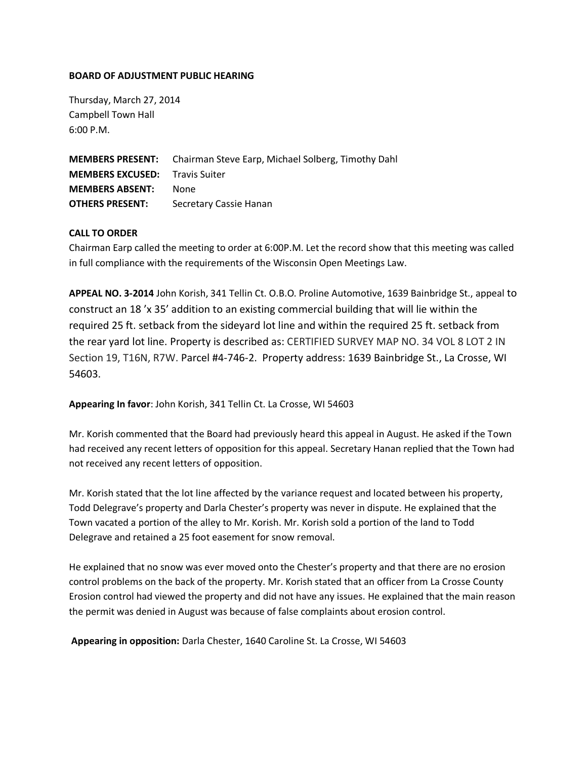**BOARD OF ADJUSTMENT PUBLIC HEARING**

Thursday, March 27, 2014
Campbell Town Hall
6:00 P.M.

**MEMBERS PRESENT:** Chairman Steve Earp, Michael Solberg, Timothy Dahl
**MEMBERS EXCUSED:** Travis Suiter
**MEMBERS ABSENT:** None
**OTHERS PRESENT:** Secretary Cassie Hanan

**CALL TO ORDER**

Chairman Earp called the meeting to order at 6:00P.M. Let the record show that this meeting was called in full compliance with the requirements of the Wisconsin Open Meetings Law.

**APPEAL NO. 3-2014** John Korish, 341 Tellin Ct. O.B.O. Proline Automotive, 1639 Bainbridge St., appeal to construct an 18 'x 35' addition to an existing commercial building that will lie within the required 25 ft. setback from the sideyard lot line and within the required 25 ft. setback from the rear yard lot line. Property is described as: CERTIFIED SURVEY MAP NO. 34 VOL 8 LOT 2 IN Section 19, T16N, R7W. Parcel #4-746-2. Property address: 1639 Bainbridge St., La Crosse, WI 54603.

**Appearing In favor**: John Korish, 341 Tellin Ct. La Crosse, WI 54603

Mr. Korish commented that the Board had previously heard this appeal in August. He asked if the Town had received any recent letters of opposition for this appeal. Secretary Hanan replied that the Town had not received any recent letters of opposition.

Mr. Korish stated that the lot line affected by the variance request and located between his property, Todd Delegrave's property and Darla Chester's property was never in dispute. He explained that the Town vacated a portion of the alley to Mr. Korish. Mr. Korish sold a portion of the land to Todd Delegrave and retained a 25 foot easement for snow removal.

He explained that no snow was ever moved onto the Chester's property and that there are no erosion control problems on the back of the property. Mr. Korish stated that an officer from La Crosse County Erosion control had viewed the property and did not have any issues. He explained that the main reason the permit was denied in August was because of false complaints about erosion control.

**Appearing in opposition:** Darla Chester, 1640 Caroline St. La Crosse, WI 54603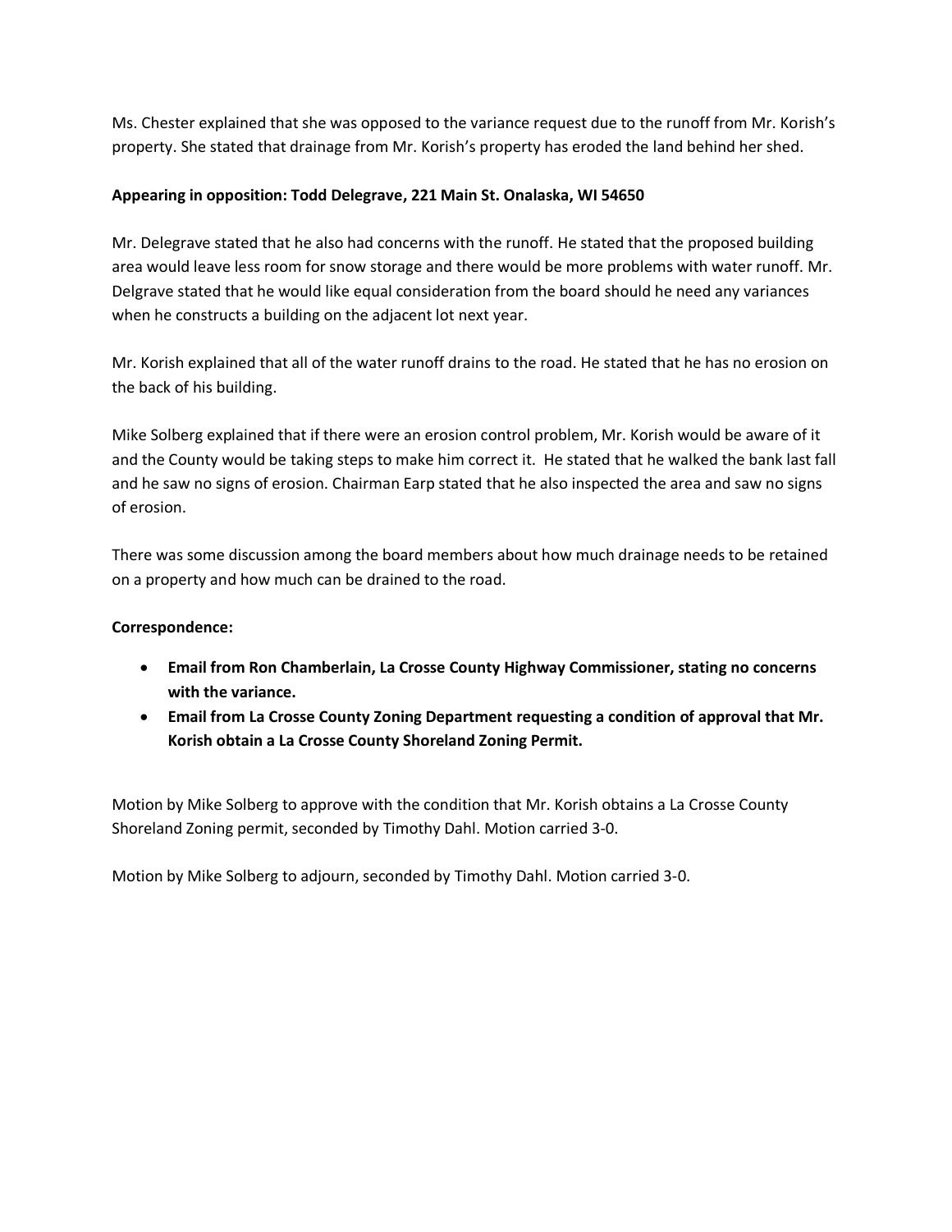Ms. Chester explained that she was opposed to the variance request due to the runoff from Mr. Korish's property. She stated that drainage from Mr. Korish's property has eroded the land behind her shed.

**Appearing in opposition: Todd Delegrave, 221 Main St. Onalaska, WI 54650**

Mr. Delegrave stated that he also had concerns with the runoff. He stated that the proposed building area would leave less room for snow storage and there would be more problems with water runoff. Mr. Delgrave stated that he would like equal consideration from the board should he need any variances when he constructs a building on the adjacent lot next year.

Mr. Korish explained that all of the water runoff drains to the road. He stated that he has no erosion on the back of his building.

Mike Solberg explained that if there were an erosion control problem, Mr. Korish would be aware of it and the County would be taking steps to make him correct it. He stated that he walked the bank last fall and he saw no signs of erosion. Chairman Earp stated that he also inspected the area and saw no signs of erosion.

There was some discussion among the board members about how much drainage needs to be retained on a property and how much can be drained to the road.

**Correspondence:**

- **Email from Ron Chamberlain, La Crosse County Highway Commissioner, stating no concerns with the variance.**
- **Email from La Crosse County Zoning Department requesting a condition of approval that Mr. Korish obtain a La Crosse County Shoreland Zoning Permit.**

Motion by Mike Solberg to approve with the condition that Mr. Korish obtains a La Crosse County Shoreland Zoning permit, seconded by Timothy Dahl. Motion carried 3-0.

Motion by Mike Solberg to adjourn, seconded by Timothy Dahl. Motion carried 3-0.